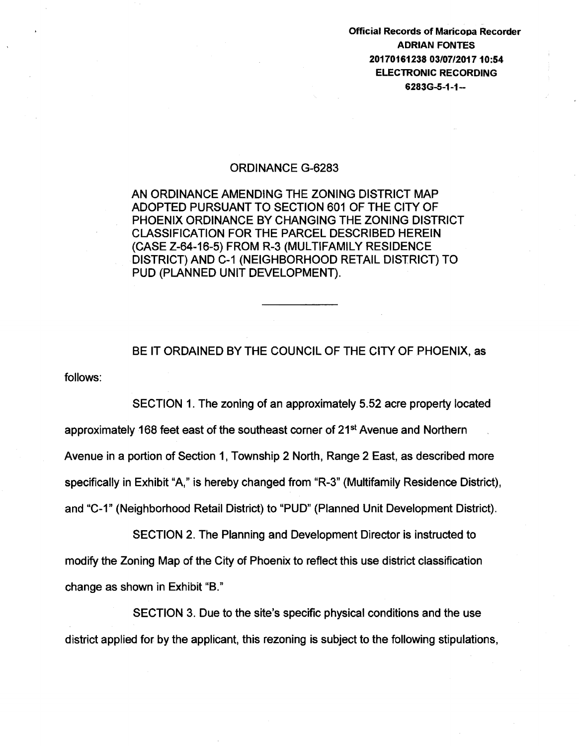Official Records of Maricopa Recorder
ADRIAN FONTES
20170161238 03/07/2017 10:54
ELECTRONIC RECORDING
6283G-5-1-1--

# ORDINANCE G-6283

AN ORDINANCE AMENDING THE ZONING DISTRICT MAP ADOPTED PURSUANT TO SECTION 601 OF THE CITY OF PHOENIX ORDINANCE BY CHANGING THE ZONING DISTRICT CLASSIFICATION FOR THE PARCEL DESCRIBED HEREIN (CASE Z-64-16-5) FROM R-3 (MULTIFAMILY RESIDENCE DISTRICT) AND C-1 (NEIGHBORHOOD RETAIL DISTRICT) TO PUD (PLANNED UNIT DEVELOPMENT).

---

BE IT ORDAINED BY THE COUNCIL OF THE CITY OF PHOENIX, as follows:

SECTION 1. The zoning of an approximately 5.52 acre property located approximately 168 feet east of the southeast corner of 21st Avenue and Northern Avenue in a portion of Section 1, Township 2 North, Range 2 East, as described more specifically in Exhibit "A," is hereby changed from "R-3" (Multifamily Residence District), and "C-1" (Neighborhood Retail District) to "PUD" (Planned Unit Development District).

SECTION 2. The Planning and Development Director is instructed to modify the Zoning Map of the City of Phoenix to reflect this use district classification change as shown in Exhibit "B."

SECTION 3. Due to the site's specific physical conditions and the use district applied for by the applicant, this rezoning is subject to the following stipulations,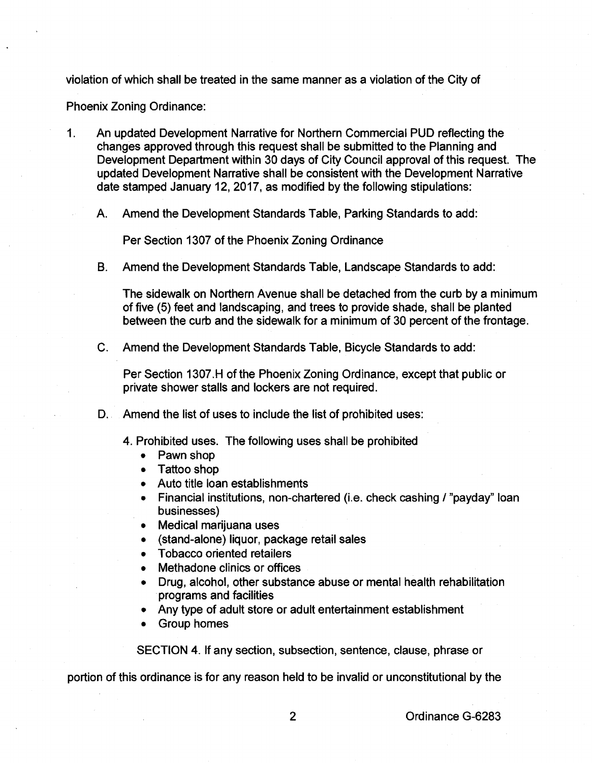violation of which shall be treated in the same manner as a violation of the City of Phoenix Zoning Ordinance:

1. An updated Development Narrative for Northern Commercial PUD reflecting the changes approved through this request shall be submitted to the Planning and Development Department within 30 days of City Council approval of this request. The updated Development Narrative shall be consistent with the Development Narrative date stamped January 12, 2017, as modified by the following stipulations:

   A. Amend the Development Standards Table, Parking Standards to add:

      Per Section 1307 of the Phoenix Zoning Ordinance

   B. Amend the Development Standards Table, Landscape Standards to add:

      The sidewalk on Northern Avenue shall be detached from the curb by a minimum of five (5) feet and landscaping, and trees to provide shade, shall be planted between the curb and the sidewalk for a minimum of 30 percent of the frontage.

   C. Amend the Development Standards Table, Bicycle Standards to add:

      Per Section 1307.H of the Phoenix Zoning Ordinance, except that public or private shower stalls and lockers are not required.

   D. Amend the list of uses to include the list of prohibited uses:

      4. Prohibited uses. The following uses shall be prohibited
         - Pawn shop
         - Tattoo shop
         - Auto title loan establishments
         - Financial institutions, non-chartered (i.e. check cashing / "payday" loan businesses)
         - Medical marijuana uses
         - (stand-alone) liquor, package retail sales
         - Tobacco oriented retailers
         - Methadone clinics or offices
         - Drug, alcohol, other substance abuse or mental health rehabilitation programs and facilities
         - Any type of adult store or adult entertainment establishment
         - Group homes

SECTION 4. If any section, subsection, sentence, clause, phrase or portion of this ordinance is for any reason held to be invalid or unconstitutional by the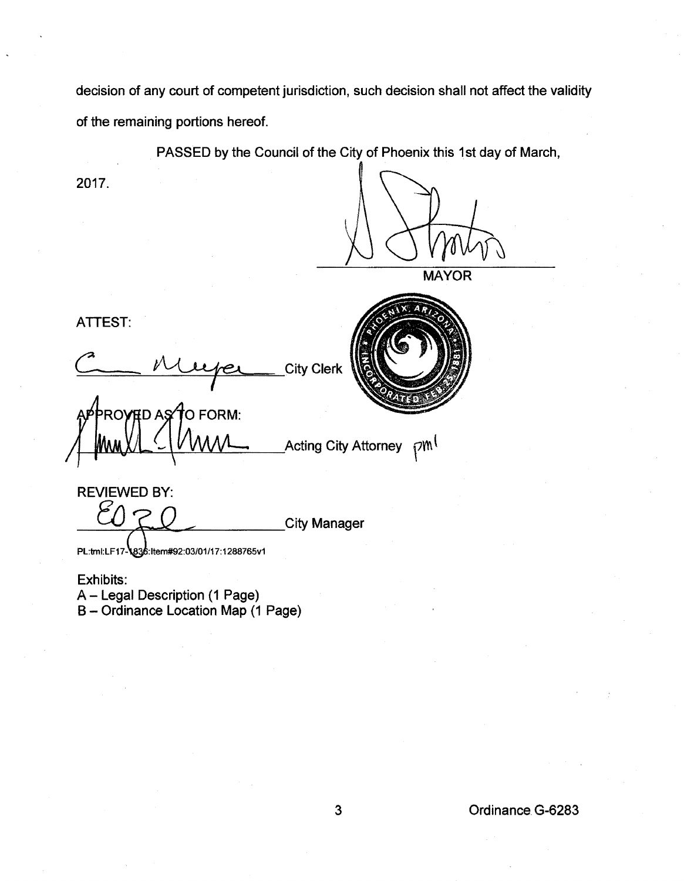decision of any court of competent jurisdiction, such decision shall not affect the validity of the remaining portions hereof.

PASSED by the Council of the City of Phoenix this 1st day of March, 2017.

MAYOR

ATTEST:

City Clerk

APPROVED AS TO FORM:

Acting City Attorney pml

REVIEWED BY:

City Manager

PL:tml:LF17-1836:Item#92:03/01/17:1288765v1

Exhibits:
A – Legal Description (1 Page)
B – Ordinance Location Map (1 Page)

Ordinance G-6283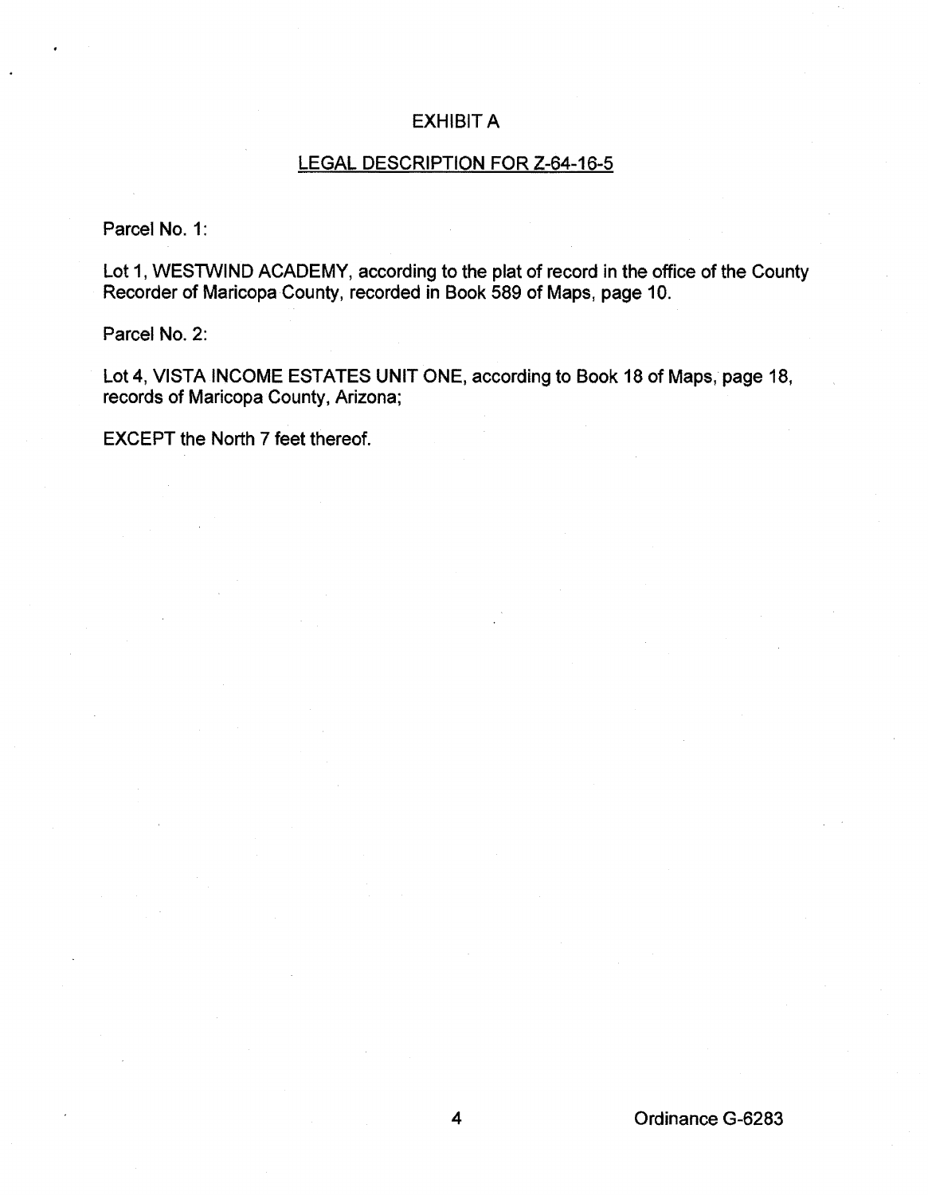# EXHIBIT A

## LEGAL DESCRIPTION FOR Z-64-16-5

Parcel No. 1:

Lot 1, WESTWIND ACADEMY, according to the plat of record in the office of the County Recorder of Maricopa County, recorded in Book 589 of Maps, page 10.

Parcel No. 2:

Lot 4, VISTA INCOME ESTATES UNIT ONE, according to Book 18 of Maps, page 18, records of Maricopa County, Arizona;

EXCEPT the North 7 feet thereof.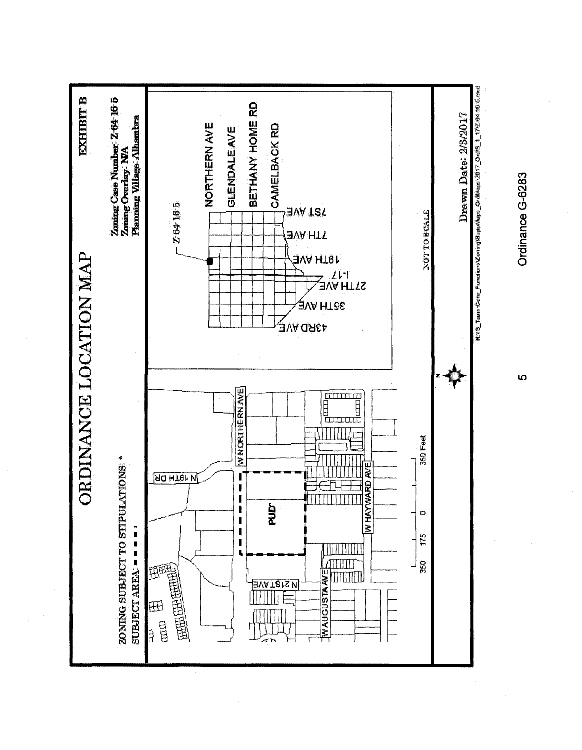# ORDINANCE LOCATION MAP

**EXHIBIT B**

ZONING SUBJECT TO STIPULATIONS: *

SUBJECT AREA: ■ ■ ■ ■

**Zoning Case Number: Z-64-16-5**
**Zoning Overlay: N/A**
**Planning Village: Alhambra**

N 19TH DR

W NORTHERN AVE

N 21ST AVE

PUD*

W AUGUSTA AVE

W HAYWARD AVE

350 175 0 350 Feet

Z-64-16-5

NORTHERN AVE

GLENDALE AVE

BETHANY HOME RD

CAMELBACK RD

43RD AVE

35TH AVE

27TH AVE

I-17

19TH AVE

7TH AVE

7ST AVE

NOT TO SCALE

N

Drawn Date: 2/3/2017

R:\IS_Team\Core_Functions\Zoning\SuppMaps_OrdMaps\2017_Ord\3_1_17\Z-64-16-5.mxd

Ordinance G-6283